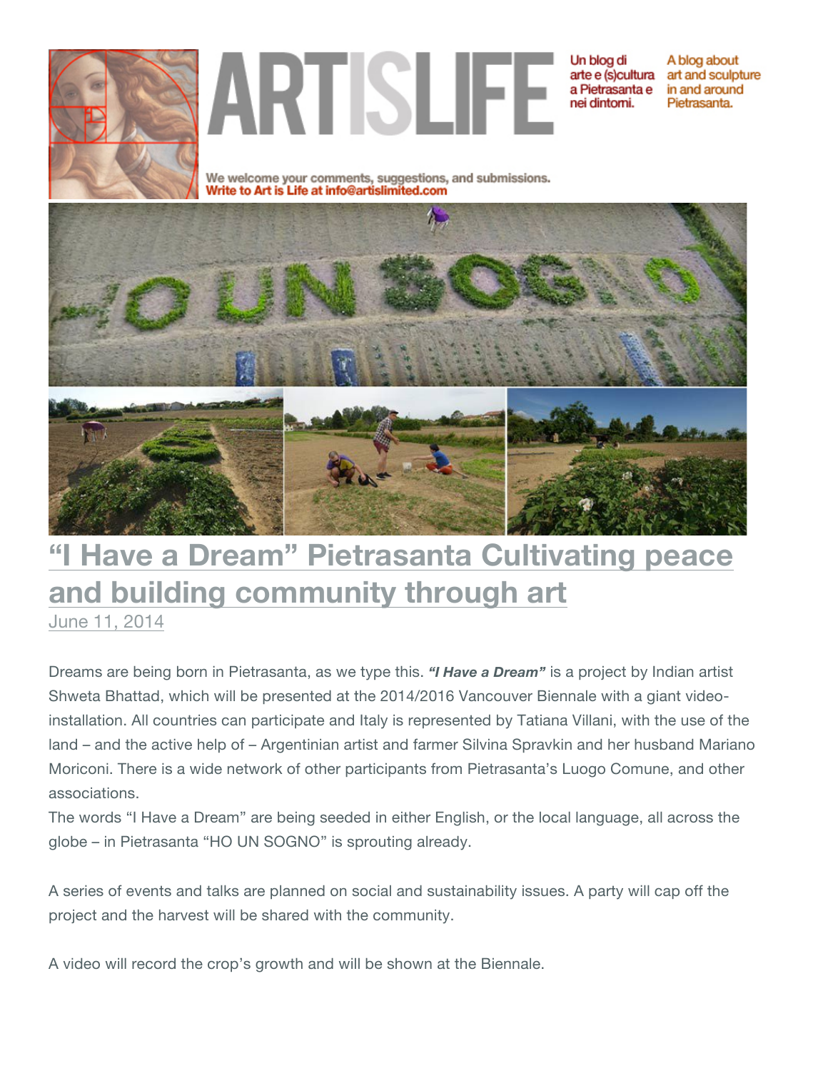# ARTISLIFE

Un blog di arte e (s)cultura a Pietrasanta e nei dintorni.

A blog about art and sculpture in and around Pietrasanta.

We welcome your comments, suggestions, and submissions.
**Write to Art is Life at info@artislimited.com**

## "I Have a Dream" Pietrasanta Cultivating peace and building community through art

June 11, 2014

Dreams are being born in Pietrasanta, as we type this. ***"I Have a Dream"*** is a project by Indian artist Shweta Bhattad, which will be presented at the 2014/2016 Vancouver Biennale with a giant video-installation. All countries can participate and Italy is represented by Tatiana Villani, with the use of the land – and the active help of – Argentinian artist and farmer Silvina Spravkin and her husband Mariano Moriconi. There is a wide network of other participants from Pietrasanta's Luogo Comune, and other associations.

The words "I Have a Dream" are being seeded in either English, or the local language, all across the globe – in Pietrasanta "HO UN SOGNO" is sprouting already.

A series of events and talks are planned on social and sustainability issues. A party will cap off the project and the harvest will be shared with the community.

A video will record the crop's growth and will be shown at the Biennale.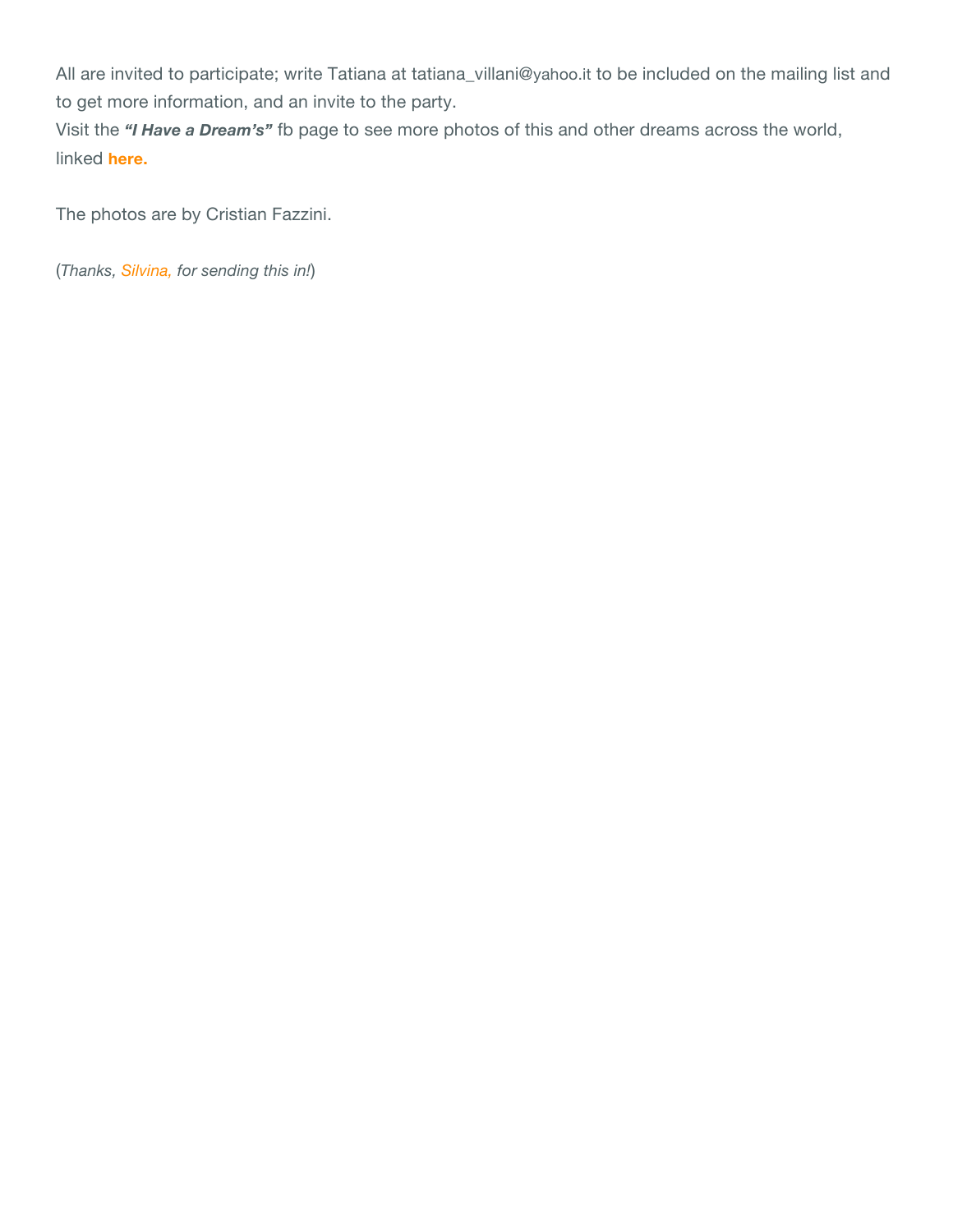All are invited to participate; write Tatiana at tatiana_villani@yahoo.it to be included on the mailing list and to get more information, and an invite to the party.
Visit the ***"I Have a Dream's"*** fb page to see more photos of this and other dreams across the world, linked **here.**

The photos are by Cristian Fazzini.

(*Thanks, Silvina, for sending this in!*)